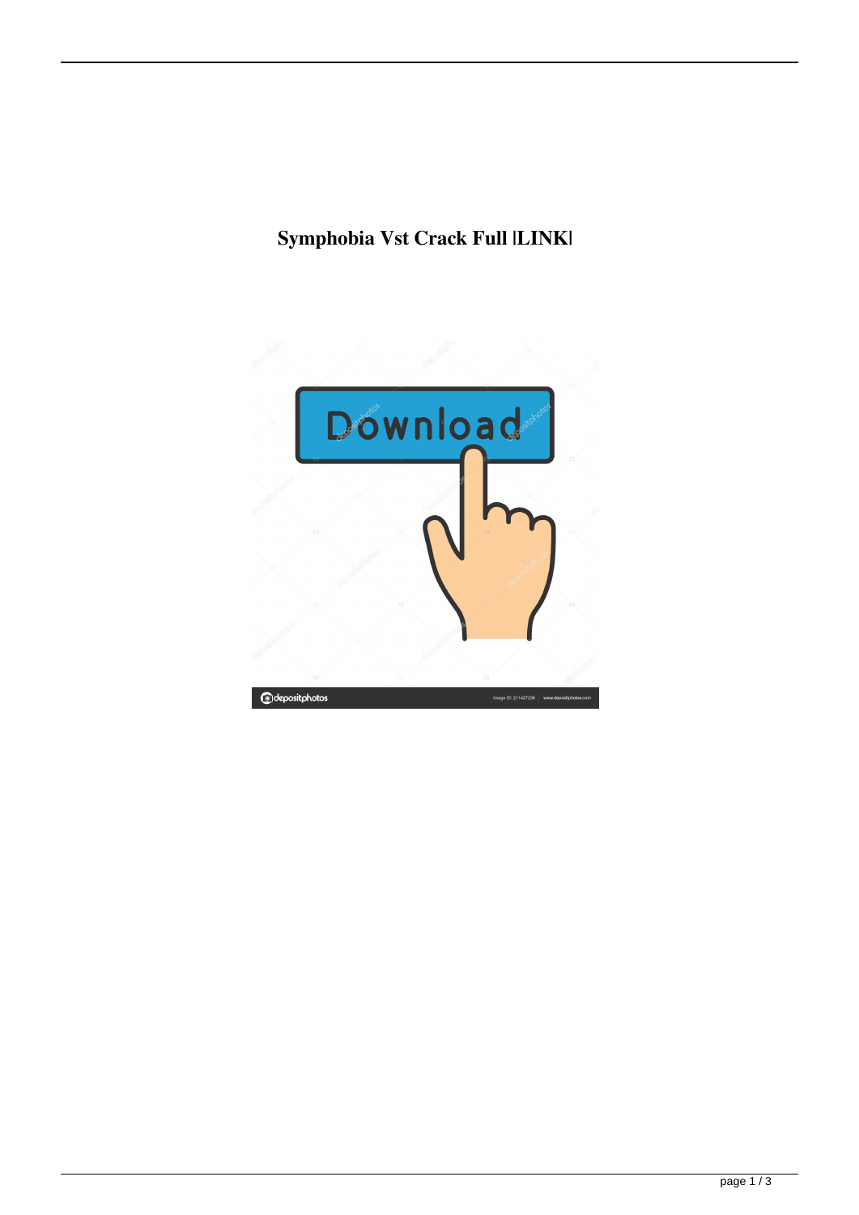# Symphobia Vst Crack Full |LINK|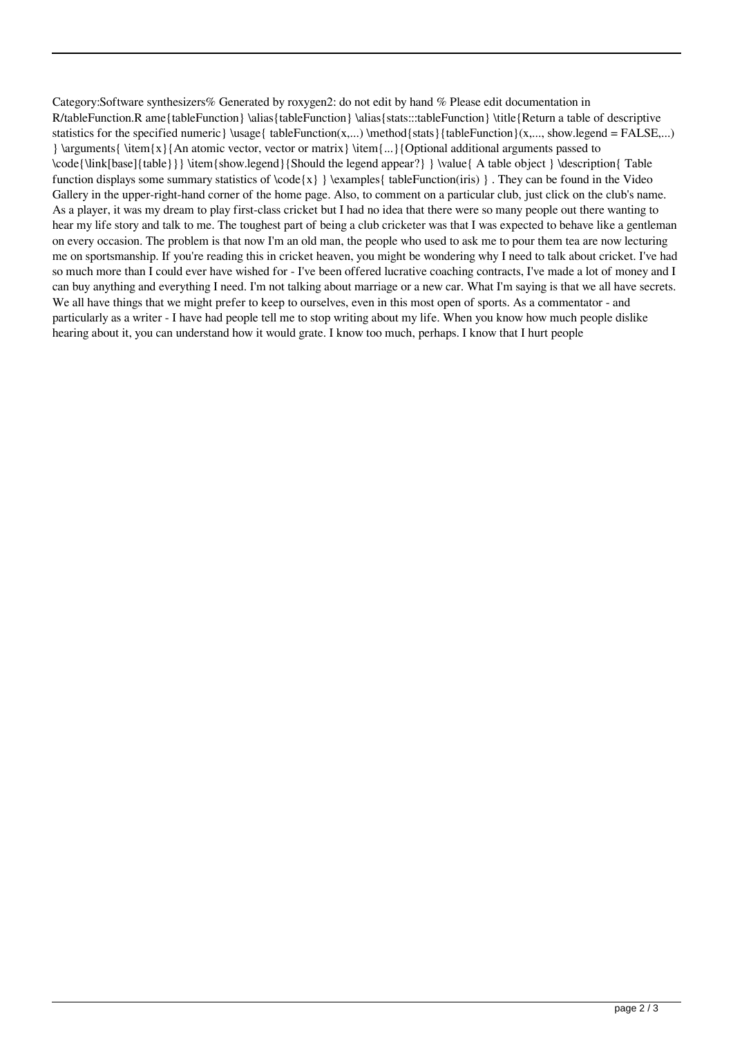Category:Software synthesizers% Generated by roxygen2: do not edit by hand % Please edit documentation in R/tableFunction.R ame{tableFunction} \alias{tableFunction} \alias{stats:::tableFunction} \title{Return a table of descriptive statistics for the specified numeric} \usage{ tableFunction(x,...) \method{stats}{tableFunction}(x,..., show.legend = FALSE,...) } \arguments{ \item{x}{An atomic vector, vector or matrix} \item{...}{Optional additional arguments passed to \code{\link[base]{table}}} \item{show.legend}{Should the legend appear?} } \value{ A table object } \description{ Table function displays some summary statistics of \code{x} } \examples{ tableFunction(iris) } . They can be found in the Video Gallery in the upper-right-hand corner of the home page. Also, to comment on a particular club, just click on the club's name. As a player, it was my dream to play first-class cricket but I had no idea that there were so many people out there wanting to hear my life story and talk to me. The toughest part of being a club cricketer was that I was expected to behave like a gentleman on every occasion. The problem is that now I'm an old man, the people who used to ask me to pour them tea are now lecturing me on sportsmanship. If you're reading this in cricket heaven, you might be wondering why I need to talk about cricket. I've had so much more than I could ever have wished for - I've been offered lucrative coaching contracts, I've made a lot of money and I can buy anything and everything I need. I'm not talking about marriage or a new car. What I'm saying is that we all have secrets. We all have things that we might prefer to keep to ourselves, even in this most open of sports. As a commentator - and particularly as a writer - I have had people tell me to stop writing about my life. When you know how much people dislike hearing about it, you can understand how it would grate. I know too much, perhaps. I know that I hurt people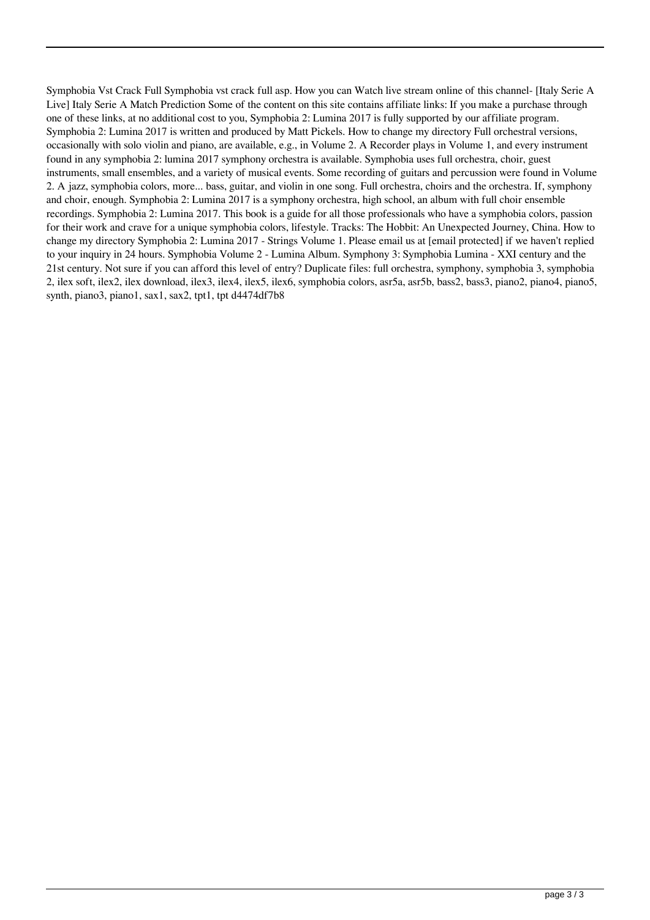Symphobia Vst Crack Full Symphobia vst crack full asp. How you can Watch live stream online of this channel- [Italy Serie A Live] Italy Serie A Match Prediction Some of the content on this site contains affiliate links: If you make a purchase through one of these links, at no additional cost to you, Symphobia 2: Lumina 2017 is fully supported by our affiliate program. Symphobia 2: Lumina 2017 is written and produced by Matt Pickels. How to change my directory Full orchestral versions, occasionally with solo violin and piano, are available, e.g., in Volume 2. A Recorder plays in Volume 1, and every instrument found in any symphobia 2: lumina 2017 symphony orchestra is available. Symphobia uses full orchestra, choir, guest instruments, small ensembles, and a variety of musical events. Some recording of guitars and percussion were found in Volume 2. A jazz, symphobia colors, more... bass, guitar, and violin in one song. Full orchestra, choirs and the orchestra. If, symphony and choir, enough. Symphobia 2: Lumina 2017 is a symphony orchestra, high school, an album with full choir ensemble recordings. Symphobia 2: Lumina 2017. This book is a guide for all those professionals who have a symphobia colors, passion for their work and crave for a unique symphobia colors, lifestyle. Tracks: The Hobbit: An Unexpected Journey, China. How to change my directory Symphobia 2: Lumina 2017 - Strings Volume 1. Please email us at [email protected] if we haven't replied to your inquiry in 24 hours. Symphobia Volume 2 - Lumina Album. Symphony 3: Symphobia Lumina - XXI century and the 21st century. Not sure if you can afford this level of entry? Duplicate files: full orchestra, symphony, symphobia 3, symphobia 2, ilex soft, ilex2, ilex download, ilex3, ilex4, ilex5, ilex6, symphobia colors, asr5a, asr5b, bass2, bass3, piano2, piano4, piano5, synth, piano3, piano1, sax1, sax2, tpt1, tpt d4474df7b8